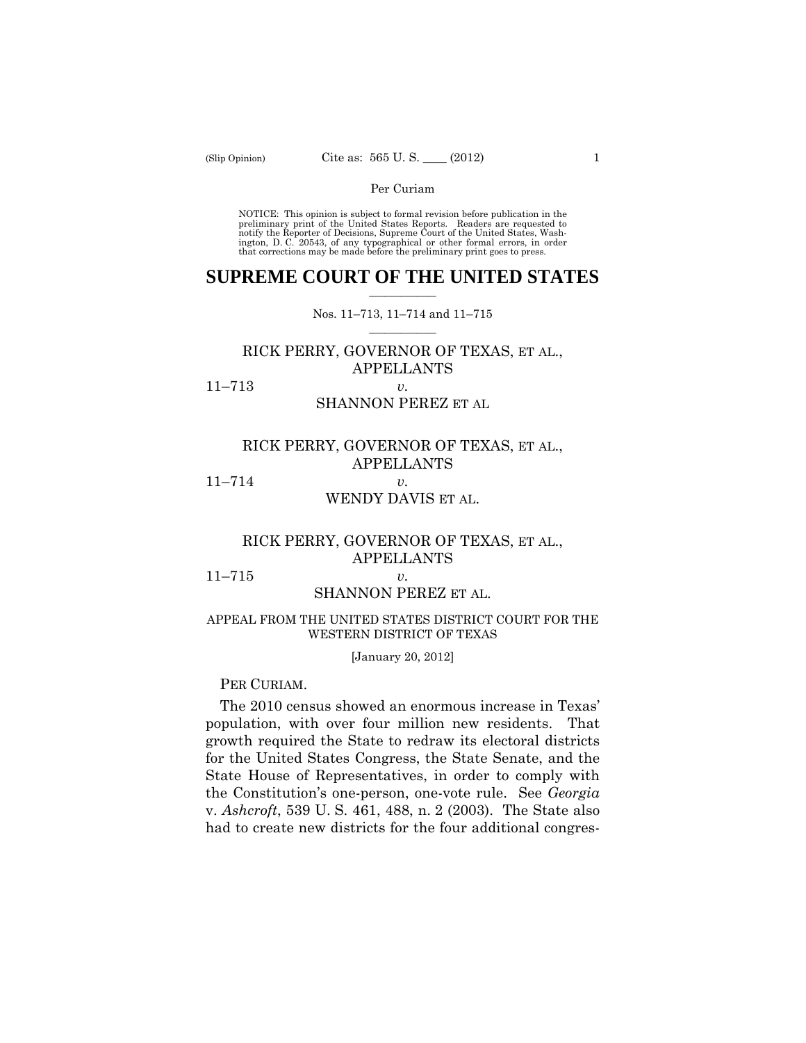Per Curiam

NOTICE: This opinion is subject to formal revision before publication in the preliminary print of the United States Reports. Readers are requested to notify the Reporter of Decisions, Supreme Court of the United States, Washington, D. C. 20543, of any typographical or other formal errors, in order that corrections may be made before the preliminary print goes to press.

# SUPREME COURT OF THE UNITED STATES

Nos. 11–713, 11–714 and 11–715

RICK PERRY, GOVERNOR OF TEXAS, ET AL., APPELLANTS

11–713 *v.*

SHANNON PEREZ ET AL

RICK PERRY, GOVERNOR OF TEXAS, ET AL., APPELLANTS

11–714 *v.*

WENDY DAVIS ET AL.

RICK PERRY, GOVERNOR OF TEXAS, ET AL., APPELLANTS

11–715 *v.*

SHANNON PEREZ ET AL.

APPEAL FROM THE UNITED STATES DISTRICT COURT FOR THE WESTERN DISTRICT OF TEXAS

[January 20, 2012]

PER CURIAM.

The 2010 census showed an enormous increase in Texas' population, with over four million new residents. That growth required the State to redraw its electoral districts for the United States Congress, the State Senate, and the State House of Representatives, in order to comply with the Constitution's one-person, one-vote rule. See *Georgia* v. *Ashcroft*, 539 U. S. 461, 488, n. 2 (2003). The State also had to create new districts for the four additional congres-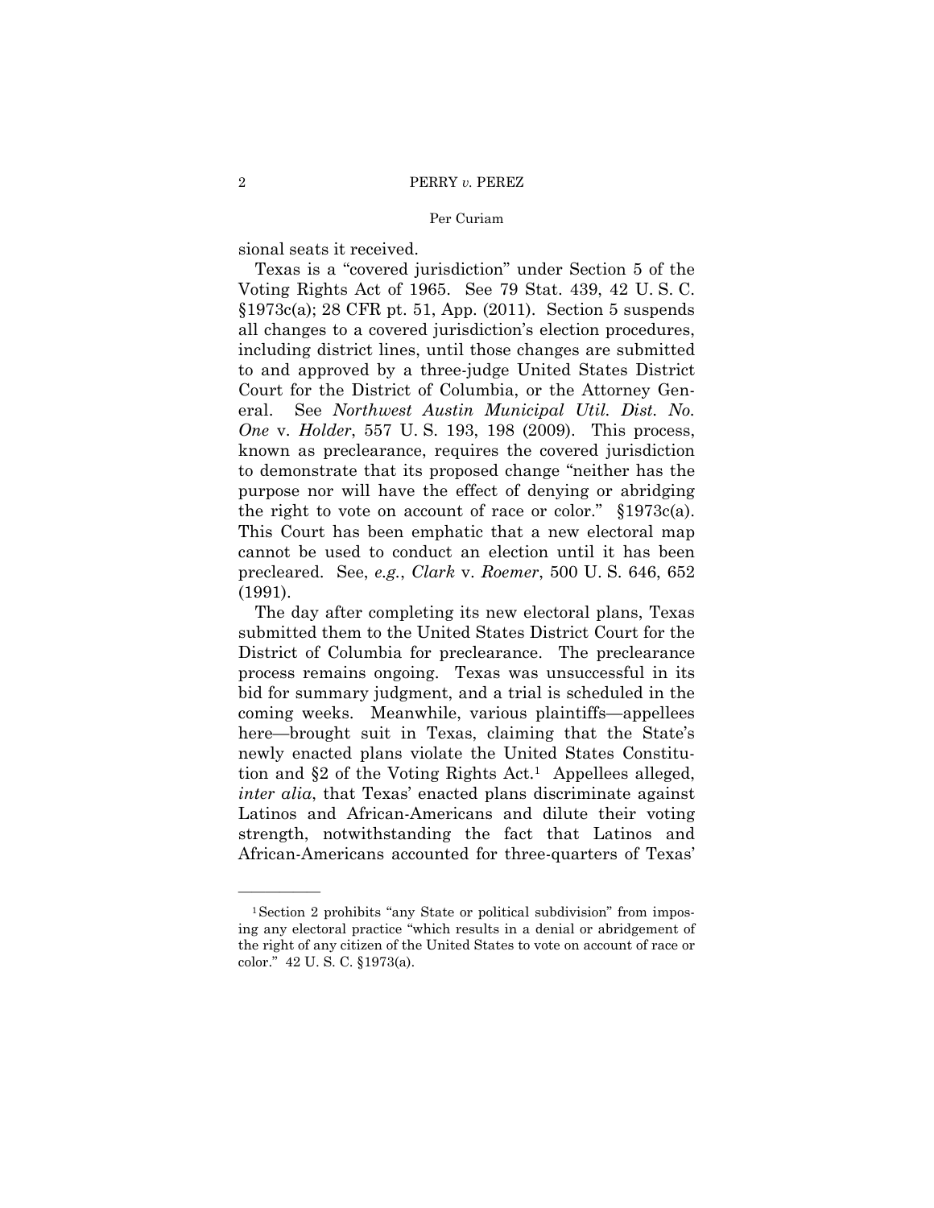sional seats it received.

Texas is a "covered jurisdiction" under Section 5 of the Voting Rights Act of 1965. See 79 Stat. 439, 42 U. S. C. §1973c(a); 28 CFR pt. 51, App. (2011). Section 5 suspends all changes to a covered jurisdiction's election procedures, including district lines, until those changes are submitted to and approved by a three-judge United States District Court for the District of Columbia, or the Attorney General. See *Northwest Austin Municipal Util. Dist. No. One* v. *Holder*, 557 U. S. 193, 198 (2009). This process, known as preclearance, requires the covered jurisdiction to demonstrate that its proposed change "neither has the purpose nor will have the effect of denying or abridging the right to vote on account of race or color." §1973c(a). This Court has been emphatic that a new electoral map cannot be used to conduct an election until it has been precleared. See, *e.g.*, *Clark* v. *Roemer*, 500 U. S. 646, 652 (1991).

The day after completing its new electoral plans, Texas submitted them to the United States District Court for the District of Columbia for preclearance. The preclearance process remains ongoing. Texas was unsuccessful in its bid for summary judgment, and a trial is scheduled in the coming weeks. Meanwhile, various plaintiffs—appellees here—brought suit in Texas, claiming that the State's newly enacted plans violate the United States Constitution and §2 of the Voting Rights Act.[1] Appellees alleged, *inter alia*, that Texas' enacted plans discriminate against Latinos and African-Americans and dilute their voting strength, notwithstanding the fact that Latinos and African-Americans accounted for three-quarters of Texas'

---

[1] Section 2 prohibits "any State or political subdivision" from imposing any electoral practice "which results in a denial or abridgement of the right of any citizen of the United States to vote on account of race or color." 42 U. S. C. §1973(a).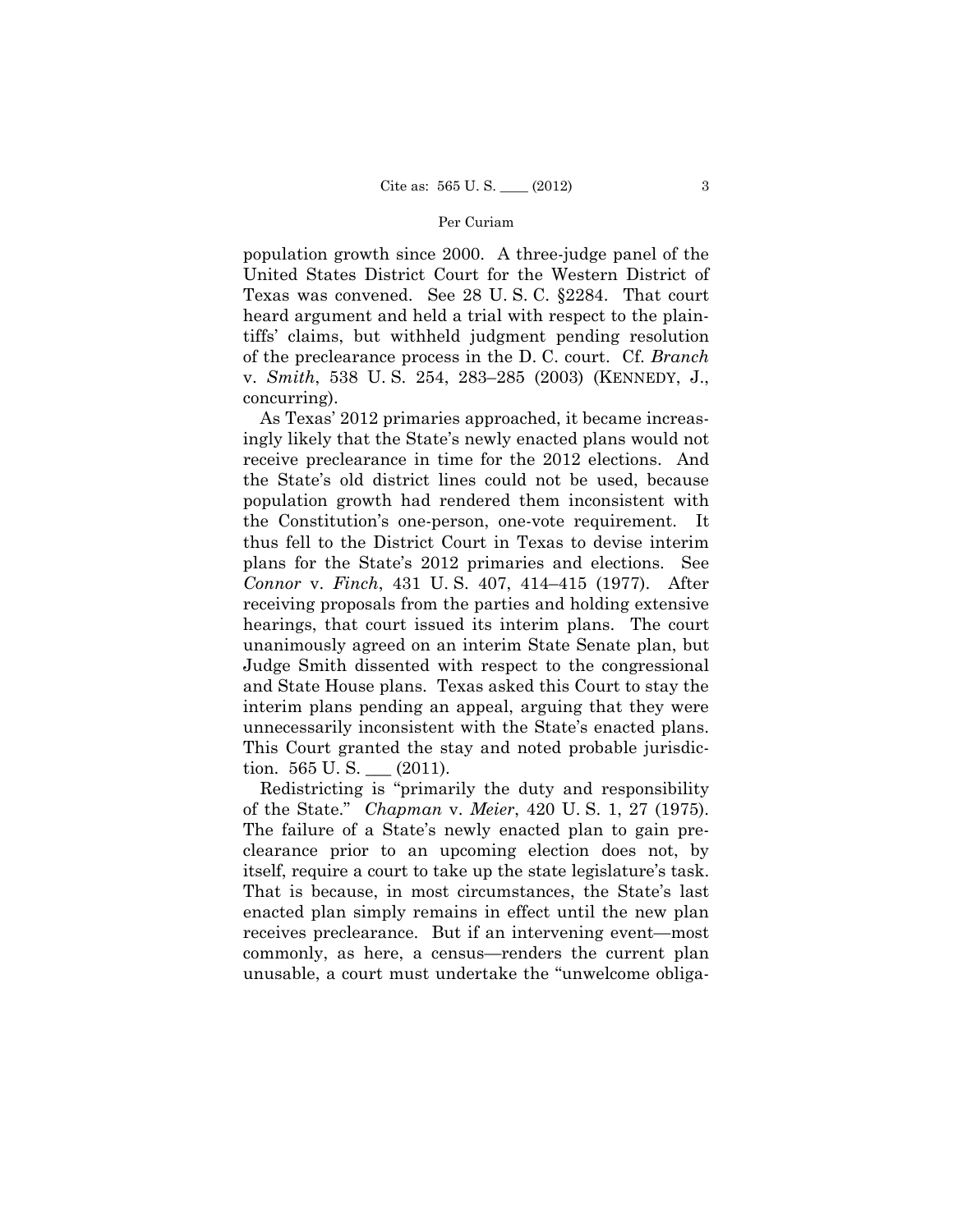population growth since 2000. A three-judge panel of the United States District Court for the Western District of Texas was convened. See 28 U. S. C. §2284. That court heard argument and held a trial with respect to the plaintiffs' claims, but withheld judgment pending resolution of the preclearance process in the D. C. court. Cf. *Branch* v. *Smith*, 538 U. S. 254, 283–285 (2003) (KENNEDY, J., concurring).

As Texas' 2012 primaries approached, it became increasingly likely that the State's newly enacted plans would not receive preclearance in time for the 2012 elections. And the State's old district lines could not be used, because population growth had rendered them inconsistent with the Constitution's one-person, one-vote requirement. It thus fell to the District Court in Texas to devise interim plans for the State's 2012 primaries and elections. See *Connor* v. *Finch*, 431 U. S. 407, 414–415 (1977). After receiving proposals from the parties and holding extensive hearings, that court issued its interim plans. The court unanimously agreed on an interim State Senate plan, but Judge Smith dissented with respect to the congressional and State House plans. Texas asked this Court to stay the interim plans pending an appeal, arguing that they were unnecessarily inconsistent with the State's enacted plans. This Court granted the stay and noted probable jurisdiction. 565 U. S. ___ (2011).

Redistricting is "primarily the duty and responsibility of the State." *Chapman* v. *Meier*, 420 U. S. 1, 27 (1975). The failure of a State's newly enacted plan to gain preclearance prior to an upcoming election does not, by itself, require a court to take up the state legislature's task. That is because, in most circumstances, the State's last enacted plan simply remains in effect until the new plan receives preclearance. But if an intervening event—most commonly, as here, a census—renders the current plan unusable, a court must undertake the "unwelcome obliga-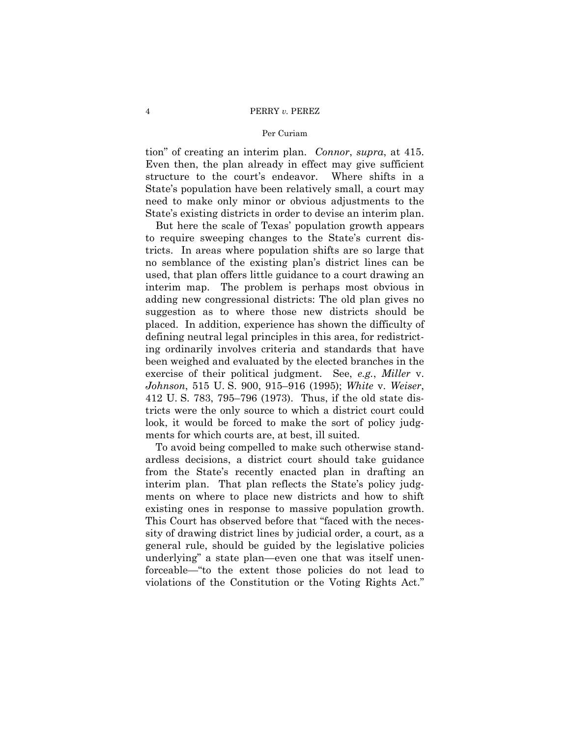tion" of creating an interim plan. *Connor*, *supra*, at 415. Even then, the plan already in effect may give sufficient structure to the court's endeavor. Where shifts in a State's population have been relatively small, a court may need to make only minor or obvious adjustments to the State's existing districts in order to devise an interim plan.

But here the scale of Texas' population growth appears to require sweeping changes to the State's current districts. In areas where population shifts are so large that no semblance of the existing plan's district lines can be used, that plan offers little guidance to a court drawing an interim map. The problem is perhaps most obvious in adding new congressional districts: The old plan gives no suggestion as to where those new districts should be placed. In addition, experience has shown the difficulty of defining neutral legal principles in this area, for redistricting ordinarily involves criteria and standards that have been weighed and evaluated by the elected branches in the exercise of their political judgment. See, *e.g.*, *Miller* v. *Johnson*, 515 U. S. 900, 915–916 (1995); *White* v. *Weiser*, 412 U. S. 783, 795–796 (1973). Thus, if the old state districts were the only source to which a district court could look, it would be forced to make the sort of policy judgments for which courts are, at best, ill suited.

To avoid being compelled to make such otherwise standardless decisions, a district court should take guidance from the State's recently enacted plan in drafting an interim plan. That plan reflects the State's policy judgments on where to place new districts and how to shift existing ones in response to massive population growth. This Court has observed before that "faced with the necessity of drawing district lines by judicial order, a court, as a general rule, should be guided by the legislative policies underlying" a state plan—even one that was itself unenforceable—"to the extent those policies do not lead to violations of the Constitution or the Voting Rights Act."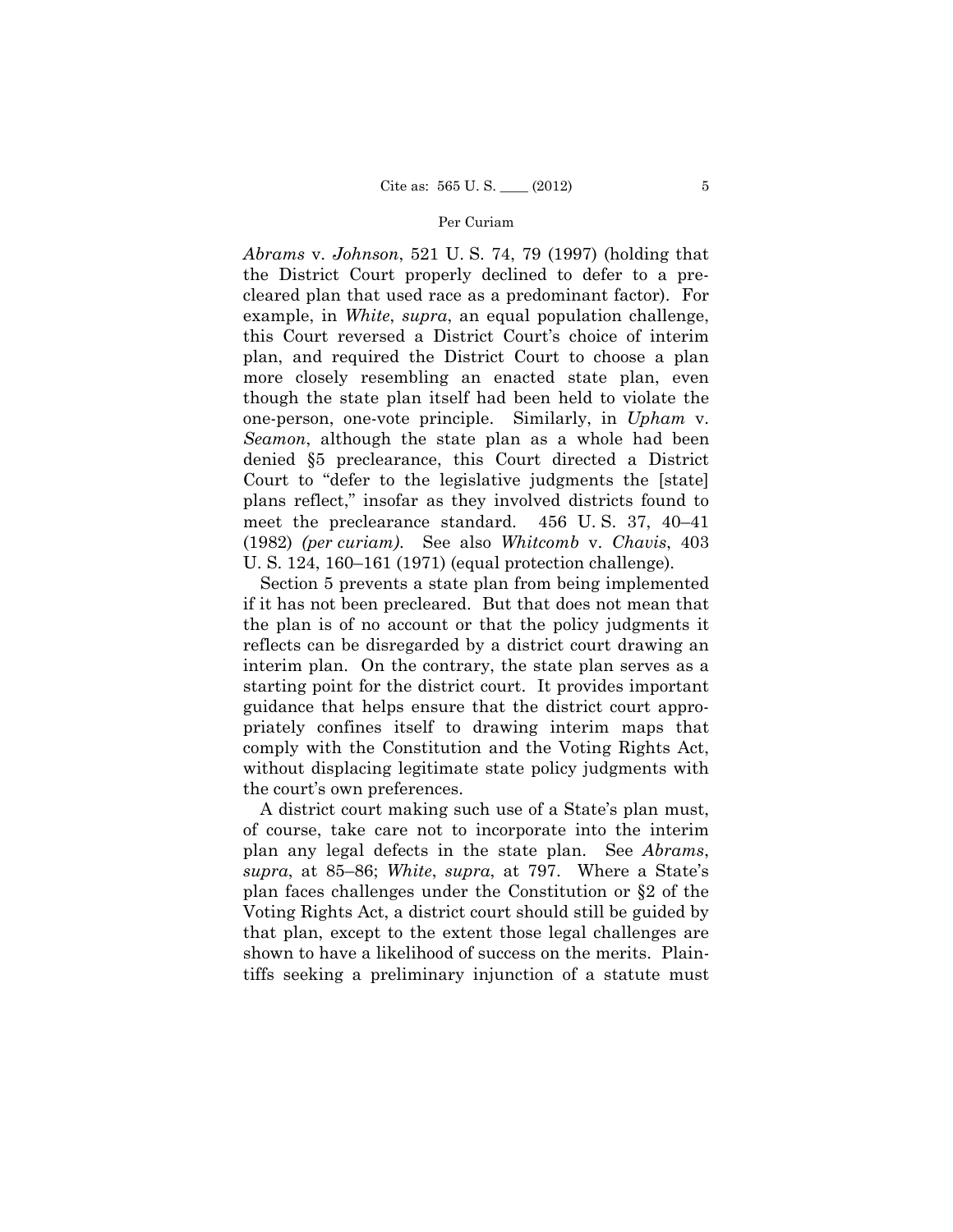*Abrams* v. *Johnson*, 521 U. S. 74, 79 (1997) (holding that the District Court properly declined to defer to a precleared plan that used race as a predominant factor). For example, in *White*, *supra*, an equal population challenge, this Court reversed a District Court's choice of interim plan, and required the District Court to choose a plan more closely resembling an enacted state plan, even though the state plan itself had been held to violate the one-person, one-vote principle. Similarly, in *Upham* v. *Seamon*, although the state plan as a whole had been denied §5 preclearance, this Court directed a District Court to "defer to the legislative judgments the [state] plans reflect," insofar as they involved districts found to meet the preclearance standard. 456 U. S. 37, 40–41 (1982) *(per curiam)*. See also *Whitcomb* v. *Chavis*, 403 U. S. 124, 160–161 (1971) (equal protection challenge).

Section 5 prevents a state plan from being implemented if it has not been precleared. But that does not mean that the plan is of no account or that the policy judgments it reflects can be disregarded by a district court drawing an interim plan. On the contrary, the state plan serves as a starting point for the district court. It provides important guidance that helps ensure that the district court appropriately confines itself to drawing interim maps that comply with the Constitution and the Voting Rights Act, without displacing legitimate state policy judgments with the court's own preferences.

A district court making such use of a State's plan must, of course, take care not to incorporate into the interim plan any legal defects in the state plan. See *Abrams*, *supra*, at 85–86; *White*, *supra*, at 797. Where a State's plan faces challenges under the Constitution or §2 of the Voting Rights Act, a district court should still be guided by that plan, except to the extent those legal challenges are shown to have a likelihood of success on the merits. Plaintiffs seeking a preliminary injunction of a statute must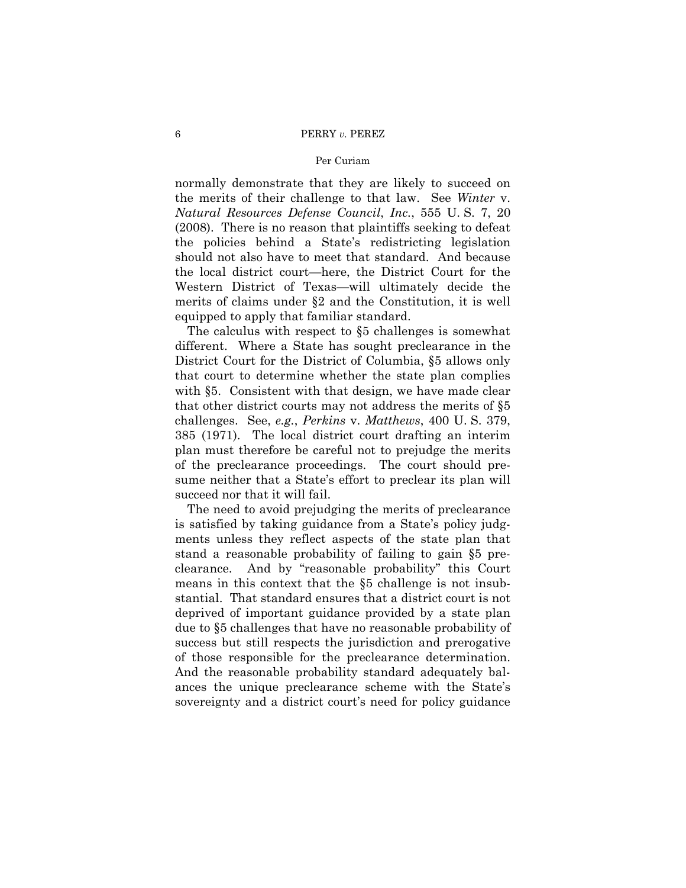normally demonstrate that they are likely to succeed on the merits of their challenge to that law. See *Winter* v. *Natural Resources Defense Council*, *Inc.*, 555 U. S. 7, 20 (2008). There is no reason that plaintiffs seeking to defeat the policies behind a State's redistricting legislation should not also have to meet that standard. And because the local district court—here, the District Court for the Western District of Texas—will ultimately decide the merits of claims under §2 and the Constitution, it is well equipped to apply that familiar standard.

The calculus with respect to §5 challenges is somewhat different. Where a State has sought preclearance in the District Court for the District of Columbia, §5 allows only that court to determine whether the state plan complies with §5. Consistent with that design, we have made clear that other district courts may not address the merits of §5 challenges. See, *e.g.*, *Perkins* v. *Matthews*, 400 U. S. 379, 385 (1971). The local district court drafting an interim plan must therefore be careful not to prejudge the merits of the preclearance proceedings. The court should presume neither that a State's effort to preclear its plan will succeed nor that it will fail.

The need to avoid prejudging the merits of preclearance is satisfied by taking guidance from a State's policy judgments unless they reflect aspects of the state plan that stand a reasonable probability of failing to gain §5 preclearance. And by "reasonable probability" this Court means in this context that the §5 challenge is not insubstantial. That standard ensures that a district court is not deprived of important guidance provided by a state plan due to §5 challenges that have no reasonable probability of success but still respects the jurisdiction and prerogative of those responsible for the preclearance determination. And the reasonable probability standard adequately balances the unique preclearance scheme with the State's sovereignty and a district court's need for policy guidance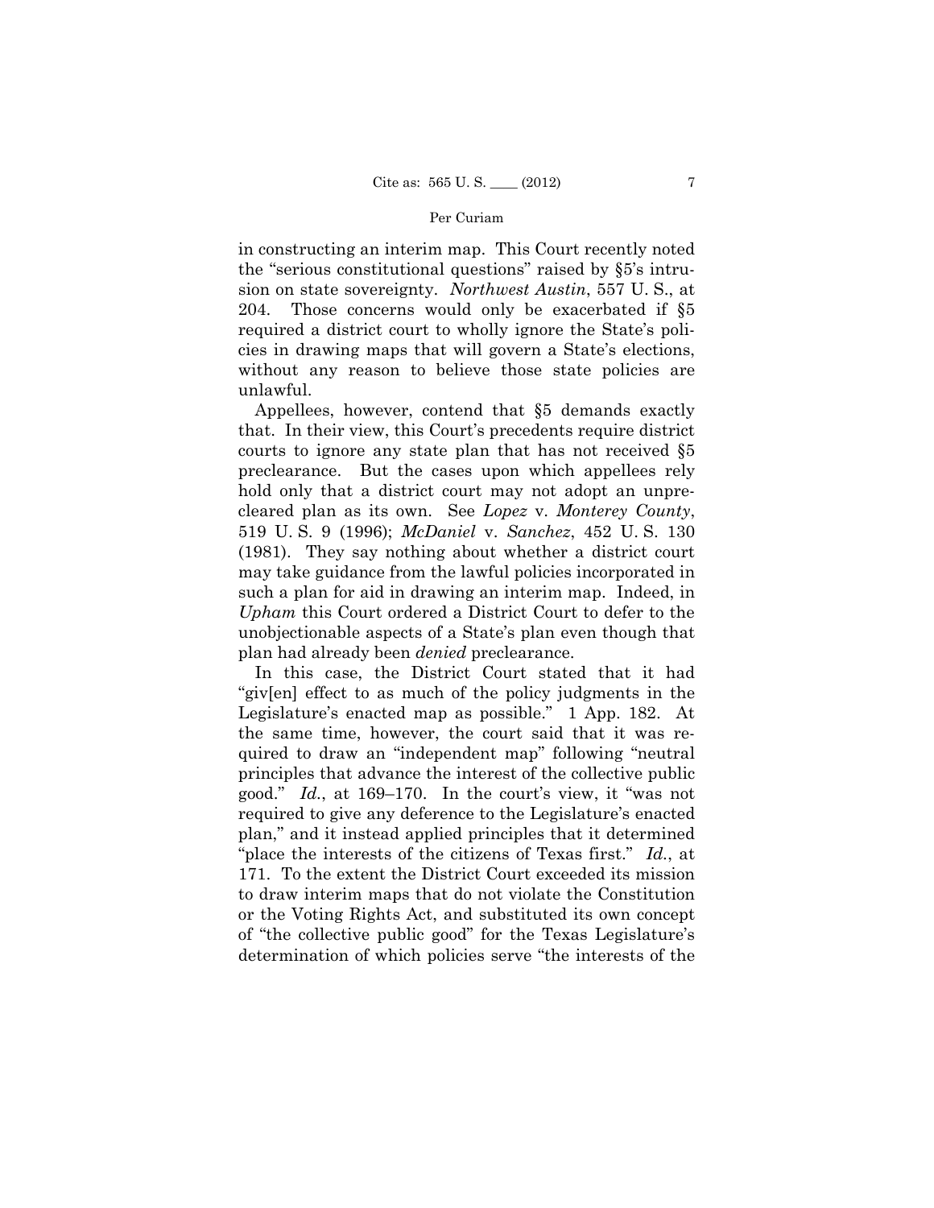in constructing an interim map. This Court recently noted the "serious constitutional questions" raised by §5's intrusion on state sovereignty. *Northwest Austin*, 557 U. S., at 204. Those concerns would only be exacerbated if §5 required a district court to wholly ignore the State's policies in drawing maps that will govern a State's elections, without any reason to believe those state policies are unlawful.

Appellees, however, contend that §5 demands exactly that. In their view, this Court's precedents require district courts to ignore any state plan that has not received §5 preclearance. But the cases upon which appellees rely hold only that a district court may not adopt an unprecleared plan as its own. See *Lopez* v. *Monterey County*, 519 U. S. 9 (1996); *McDaniel* v. *Sanchez*, 452 U. S. 130 (1981). They say nothing about whether a district court may take guidance from the lawful policies incorporated in such a plan for aid in drawing an interim map. Indeed, in *Upham* this Court ordered a District Court to defer to the unobjectionable aspects of a State's plan even though that plan had already been *denied* preclearance.

In this case, the District Court stated that it had "giv[en] effect to as much of the policy judgments in the Legislature's enacted map as possible." 1 App. 182. At the same time, however, the court said that it was required to draw an "independent map" following "neutral principles that advance the interest of the collective public good." *Id.*, at 169–170. In the court's view, it "was not required to give any deference to the Legislature's enacted plan," and it instead applied principles that it determined "place the interests of the citizens of Texas first." *Id.*, at 171. To the extent the District Court exceeded its mission to draw interim maps that do not violate the Constitution or the Voting Rights Act, and substituted its own concept of "the collective public good" for the Texas Legislature's determination of which policies serve "the interests of the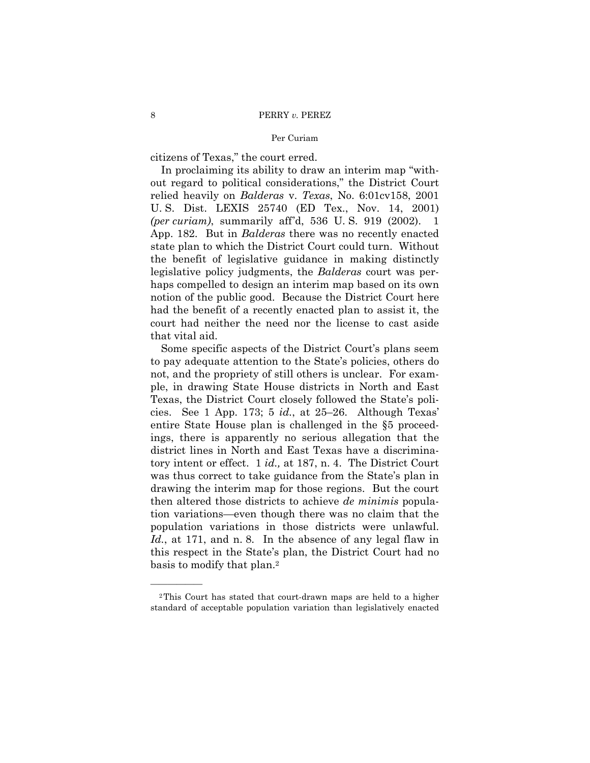citizens of Texas," the court erred.

In proclaiming its ability to draw an interim map "without regard to political considerations," the District Court relied heavily on *Balderas* v. *Texas*, No. 6:01cv158, 2001 U. S. Dist. LEXIS 25740 (ED Tex., Nov. 14, 2001) *(per curiam)*, summarily aff'd, 536 U. S. 919 (2002). 1 App. 182. But in *Balderas* there was no recently enacted state plan to which the District Court could turn. Without the benefit of legislative guidance in making distinctly legislative policy judgments, the *Balderas* court was perhaps compelled to design an interim map based on its own notion of the public good. Because the District Court here had the benefit of a recently enacted plan to assist it, the court had neither the need nor the license to cast aside that vital aid.

Some specific aspects of the District Court's plans seem to pay adequate attention to the State's policies, others do not, and the propriety of still others is unclear. For example, in drawing State House districts in North and East Texas, the District Court closely followed the State's policies. See 1 App. 173; 5 *id.*, at 25–26. Although Texas' entire State House plan is challenged in the §5 proceedings, there is apparently no serious allegation that the district lines in North and East Texas have a discriminatory intent or effect. 1 *id.,* at 187, n. 4. The District Court was thus correct to take guidance from the State's plan in drawing the interim map for those regions. But the court then altered those districts to achieve *de minimis* population variations—even though there was no claim that the population variations in those districts were unlawful. *Id.*, at 171, and n. 8. In the absence of any legal flaw in this respect in the State's plan, the District Court had no basis to modify that plan.[2]

---

[2] This Court has stated that court-drawn maps are held to a higher standard of acceptable population variation than legislatively enacted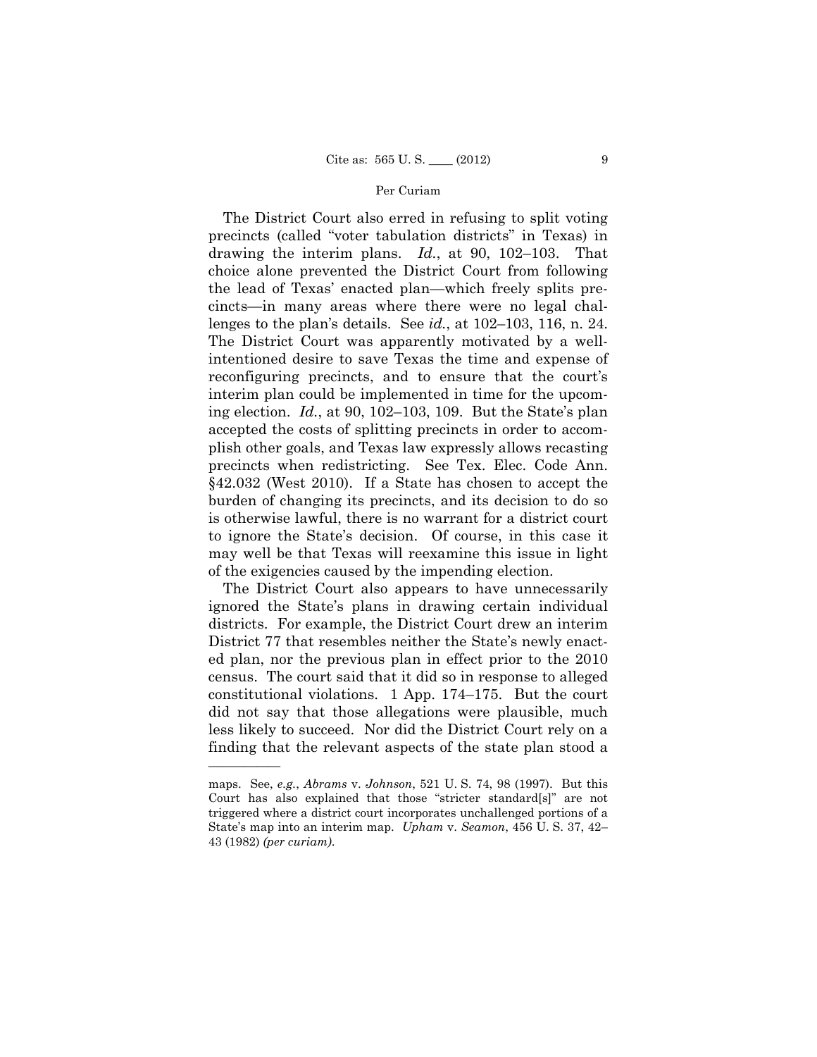The District Court also erred in refusing to split voting precincts (called "voter tabulation districts" in Texas) in drawing the interim plans. *Id.*, at 90, 102–103. That choice alone prevented the District Court from following the lead of Texas' enacted plan—which freely splits precincts—in many areas where there were no legal challenges to the plan's details. See *id.*, at 102–103, 116, n. 24. The District Court was apparently motivated by a well-intentioned desire to save Texas the time and expense of reconfiguring precincts, and to ensure that the court's interim plan could be implemented in time for the upcoming election. *Id.*, at 90, 102–103, 109. But the State's plan accepted the costs of splitting precincts in order to accomplish other goals, and Texas law expressly allows recasting precincts when redistricting. See Tex. Elec. Code Ann. §42.032 (West 2010). If a State has chosen to accept the burden of changing its precincts, and its decision to do so is otherwise lawful, there is no warrant for a district court to ignore the State's decision. Of course, in this case it may well be that Texas will reexamine this issue in light of the exigencies caused by the impending election.

The District Court also appears to have unnecessarily ignored the State's plans in drawing certain individual districts. For example, the District Court drew an interim District 77 that resembles neither the State's newly enacted plan, nor the previous plan in effect prior to the 2010 census. The court said that it did so in response to alleged constitutional violations. 1 App. 174–175. But the court did not say that those allegations were plausible, much less likely to succeed. Nor did the District Court rely on a finding that the relevant aspects of the state plan stood a

---

maps. See, *e.g.*, *Abrams* v. *Johnson*, 521 U. S. 74, 98 (1997). But this Court has also explained that those "stricter standard[s]" are not triggered where a district court incorporates unchallenged portions of a State's map into an interim map. *Upham* v. *Seamon*, 456 U. S. 37, 42–43 (1982) *(per curiam)*.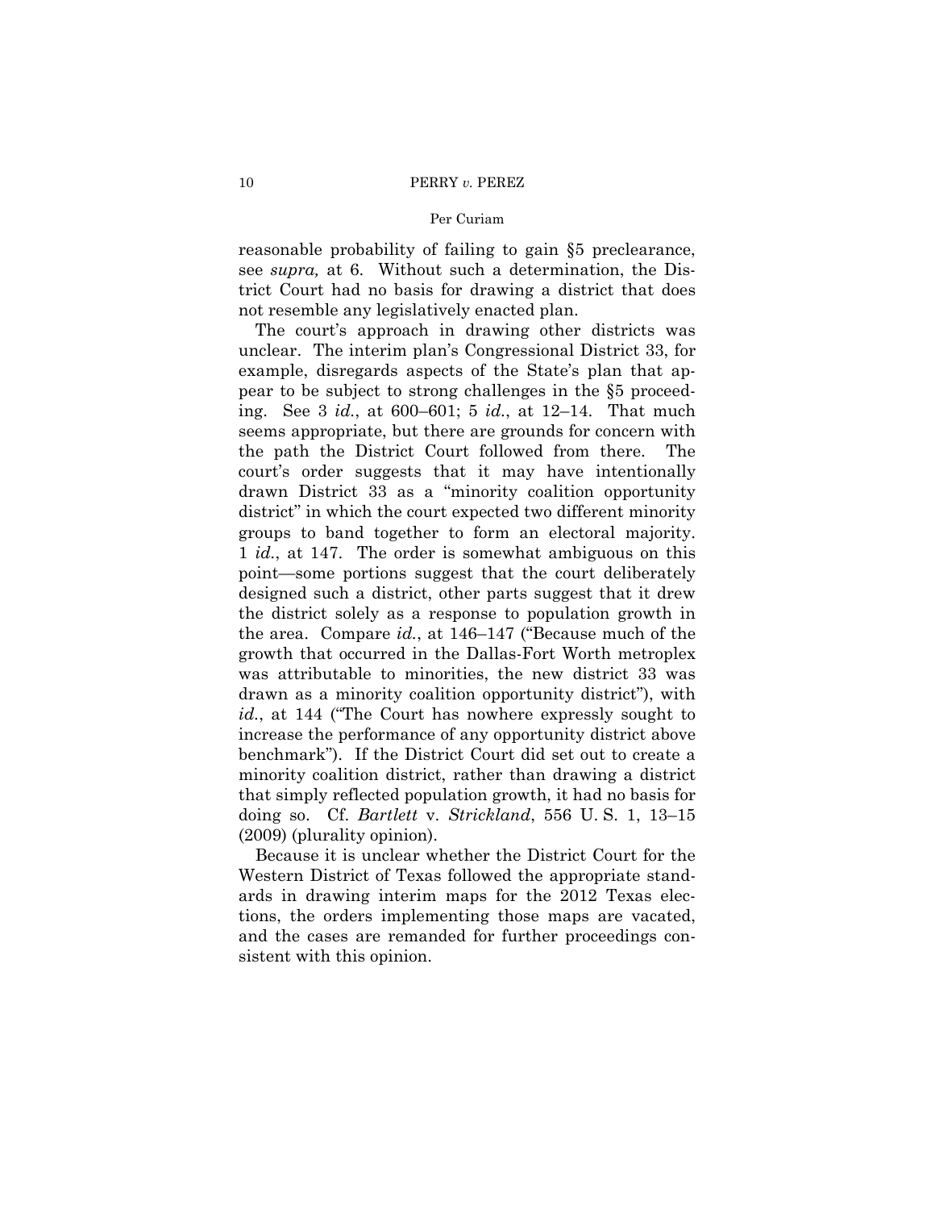reasonable probability of failing to gain §5 preclearance, see *supra,* at 6. Without such a determination, the District Court had no basis for drawing a district that does not resemble any legislatively enacted plan.

The court's approach in drawing other districts was unclear. The interim plan's Congressional District 33, for example, disregards aspects of the State's plan that appear to be subject to strong challenges in the §5 proceeding. See 3 *id.*, at 600–601; 5 *id.*, at 12–14. That much seems appropriate, but there are grounds for concern with the path the District Court followed from there. The court's order suggests that it may have intentionally drawn District 33 as a "minority coalition opportunity district" in which the court expected two different minority groups to band together to form an electoral majority. 1 *id.*, at 147. The order is somewhat ambiguous on this point—some portions suggest that the court deliberately designed such a district, other parts suggest that it drew the district solely as a response to population growth in the area. Compare *id.*, at 146–147 ("Because much of the growth that occurred in the Dallas-Fort Worth metroplex was attributable to minorities, the new district 33 was drawn as a minority coalition opportunity district"), with *id.*, at 144 ("The Court has nowhere expressly sought to increase the performance of any opportunity district above benchmark"). If the District Court did set out to create a minority coalition district, rather than drawing a district that simply reflected population growth, it had no basis for doing so. Cf. *Bartlett* v. *Strickland*, 556 U. S. 1, 13–15 (2009) (plurality opinion).

Because it is unclear whether the District Court for the Western District of Texas followed the appropriate standards in drawing interim maps for the 2012 Texas elections, the orders implementing those maps are vacated, and the cases are remanded for further proceedings consistent with this opinion.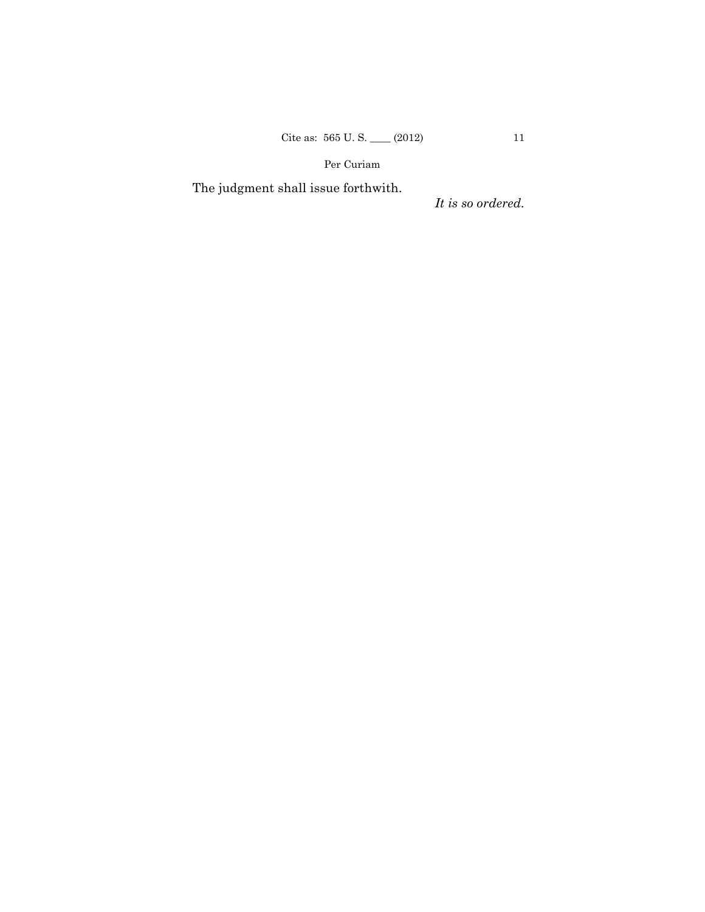The judgment shall issue forthwith.

*It is so ordered.*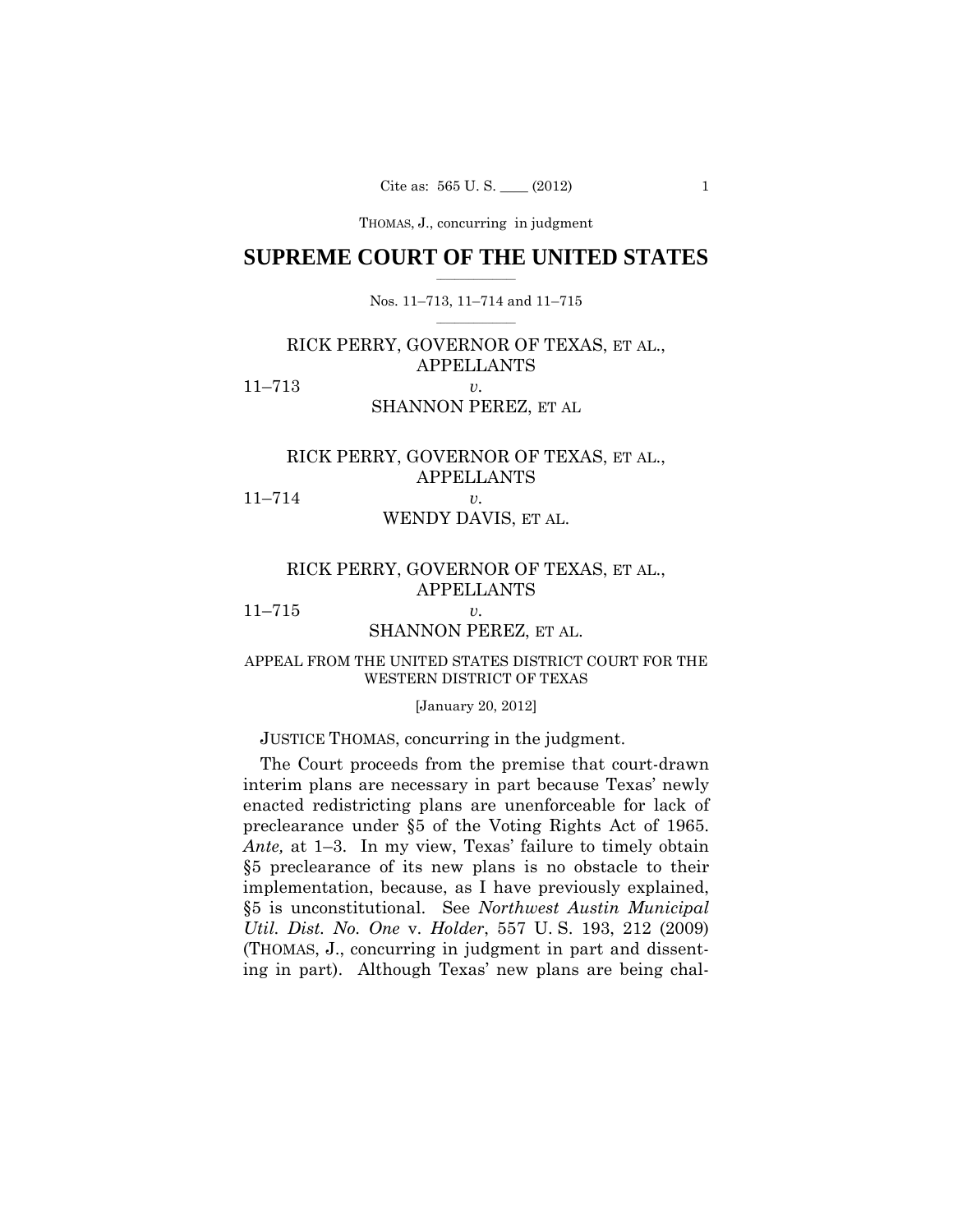THOMAS, J., concurring in judgment

# SUPREME COURT OF THE UNITED STATES

Nos. 11–713, 11–714 and 11–715

RICK PERRY, GOVERNOR OF TEXAS, ET AL., APPELLANTS

11–713 *v.*

SHANNON PEREZ, ET AL

RICK PERRY, GOVERNOR OF TEXAS, ET AL., APPELLANTS

11–714 *v.*

WENDY DAVIS, ET AL.

RICK PERRY, GOVERNOR OF TEXAS, ET AL., APPELLANTS

11–715 *v.*

SHANNON PEREZ, ET AL.

APPEAL FROM THE UNITED STATES DISTRICT COURT FOR THE WESTERN DISTRICT OF TEXAS

[January 20, 2012]

JUSTICE THOMAS, concurring in the judgment.

The Court proceeds from the premise that court-drawn interim plans are necessary in part because Texas' newly enacted redistricting plans are unenforceable for lack of preclearance under §5 of the Voting Rights Act of 1965. *Ante,* at 1–3. In my view, Texas' failure to timely obtain §5 preclearance of its new plans is no obstacle to their implementation, because, as I have previously explained, §5 is unconstitutional. See *Northwest Austin Municipal Util. Dist. No. One* v. *Holder*, 557 U. S. 193, 212 (2009) (THOMAS, J., concurring in judgment in part and dissenting in part). Although Texas' new plans are being chal-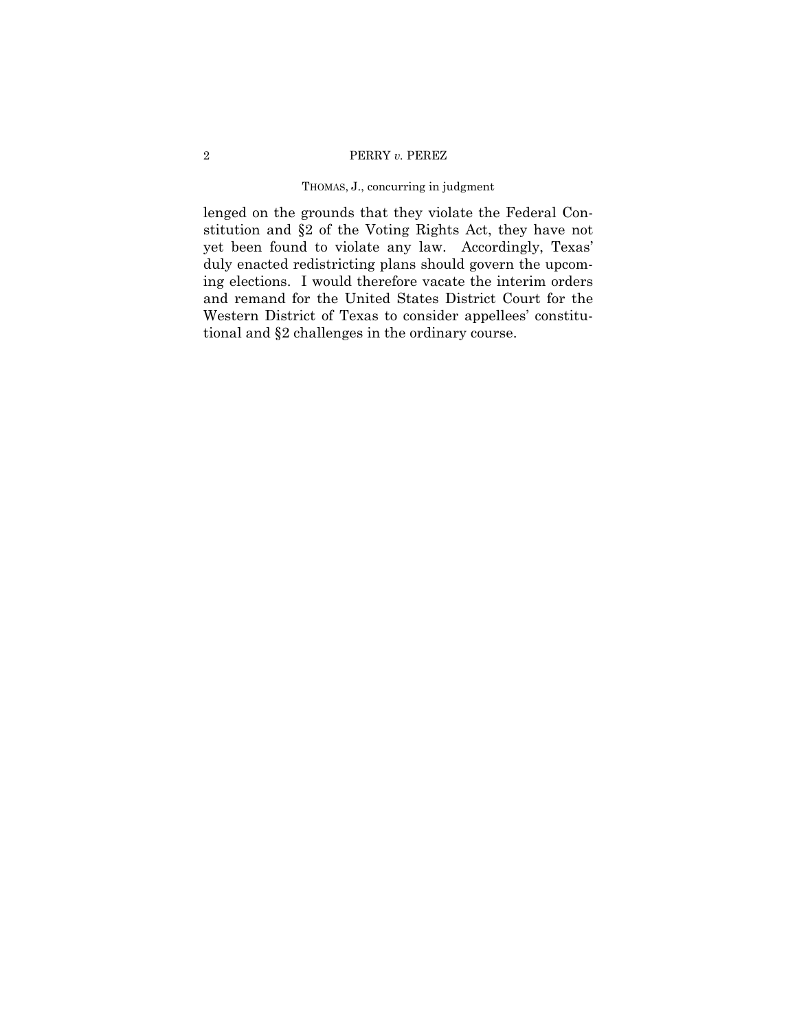lenged on the grounds that they violate the Federal Constitution and §2 of the Voting Rights Act, they have not yet been found to violate any law. Accordingly, Texas' duly enacted redistricting plans should govern the upcoming elections. I would therefore vacate the interim orders and remand for the United States District Court for the Western District of Texas to consider appellees' constitutional and §2 challenges in the ordinary course.